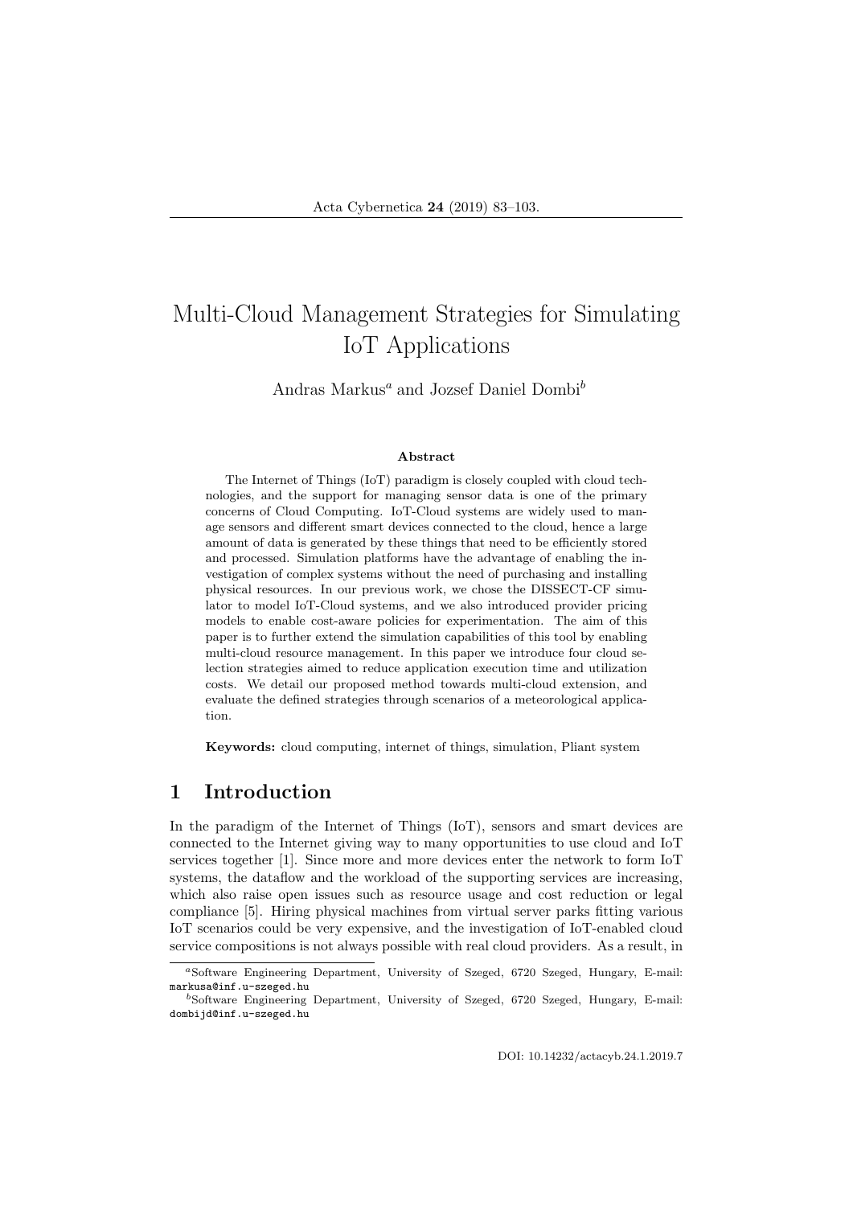# Multi-Cloud Management Strategies for Simulating IoT Applications

Andras Markus[a] and Jozsef Daniel Dombi[b]

### Abstract

The Internet of Things (IoT) paradigm is closely coupled with cloud technologies, and the support for managing sensor data is one of the primary concerns of Cloud Computing. IoT-Cloud systems are widely used to manage sensors and different smart devices connected to the cloud, hence a large amount of data is generated by these things that need to be efficiently stored and processed. Simulation platforms have the advantage of enabling the investigation of complex systems without the need of purchasing and installing physical resources. In our previous work, we chose the DISSECT-CF simulator to model IoT-Cloud systems, and we also introduced provider pricing models to enable cost-aware policies for experimentation. The aim of this paper is to further extend the simulation capabilities of this tool by enabling multi-cloud resource management. In this paper we introduce four cloud selection strategies aimed to reduce application execution time and utilization costs. We detail our proposed method towards multi-cloud extension, and evaluate the defined strategies through scenarios of a meteorological application.

**Keywords:** cloud computing, internet of things, simulation, Pliant system

## 1 Introduction

In the paradigm of the Internet of Things (IoT), sensors and smart devices are connected to the Internet giving way to many opportunities to use cloud and IoT services together [1]. Since more and more devices enter the network to form IoT systems, the dataflow and the workload of the supporting services are increasing, which also raise open issues such as resource usage and cost reduction or legal compliance [5]. Hiring physical machines from virtual server parks fitting various IoT scenarios could be very expensive, and the investigation of IoT-enabled cloud service compositions is not always possible with real cloud providers. As a result, in

[a] Software Engineering Department, University of Szeged, 6720 Szeged, Hungary, E-mail: markusa@inf.u-szeged.hu

[b] Software Engineering Department, University of Szeged, 6720 Szeged, Hungary, E-mail: dombijd@inf.u-szeged.hu

DOI: 10.14232/actacyb.24.1.2019.7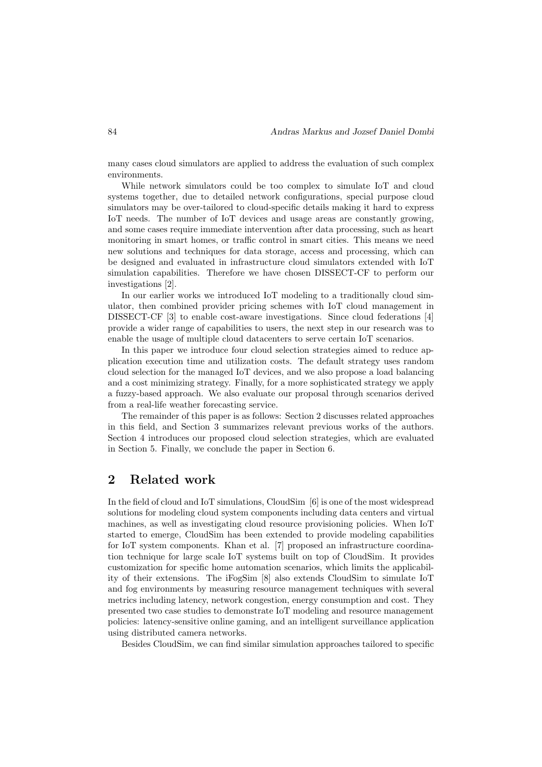many cases cloud simulators are applied to address the evaluation of such complex environments.

While network simulators could be too complex to simulate IoT and cloud systems together, due to detailed network configurations, special purpose cloud simulators may be over-tailored to cloud-specific details making it hard to express IoT needs. The number of IoT devices and usage areas are constantly growing, and some cases require immediate intervention after data processing, such as heart monitoring in smart homes, or traffic control in smart cities. This means we need new solutions and techniques for data storage, access and processing, which can be designed and evaluated in infrastructure cloud simulators extended with IoT simulation capabilities. Therefore we have chosen DISSECT-CF to perform our investigations [2].

In our earlier works we introduced IoT modeling to a traditionally cloud simulator, then combined provider pricing schemes with IoT cloud management in DISSECT-CF [3] to enable cost-aware investigations. Since cloud federations [4] provide a wider range of capabilities to users, the next step in our research was to enable the usage of multiple cloud datacenters to serve certain IoT scenarios.

In this paper we introduce four cloud selection strategies aimed to reduce application execution time and utilization costs. The default strategy uses random cloud selection for the managed IoT devices, and we also propose a load balancing and a cost minimizing strategy. Finally, for a more sophisticated strategy we apply a fuzzy-based approach. We also evaluate our proposal through scenarios derived from a real-life weather forecasting service.

The remainder of this paper is as follows: Section 2 discusses related approaches in this field, and Section 3 summarizes relevant previous works of the authors. Section 4 introduces our proposed cloud selection strategies, which are evaluated in Section 5. Finally, we conclude the paper in Section 6.

## 2 Related work

In the field of cloud and IoT simulations, CloudSim [6] is one of the most widespread solutions for modeling cloud system components including data centers and virtual machines, as well as investigating cloud resource provisioning policies. When IoT started to emerge, CloudSim has been extended to provide modeling capabilities for IoT system components. Khan et al. [7] proposed an infrastructure coordination technique for large scale IoT systems built on top of CloudSim. It provides customization for specific home automation scenarios, which limits the applicability of their extensions. The iFogSim [8] also extends CloudSim to simulate IoT and fog environments by measuring resource management techniques with several metrics including latency, network congestion, energy consumption and cost. They presented two case studies to demonstrate IoT modeling and resource management policies: latency-sensitive online gaming, and an intelligent surveillance application using distributed camera networks.

Besides CloudSim, we can find similar simulation approaches tailored to specific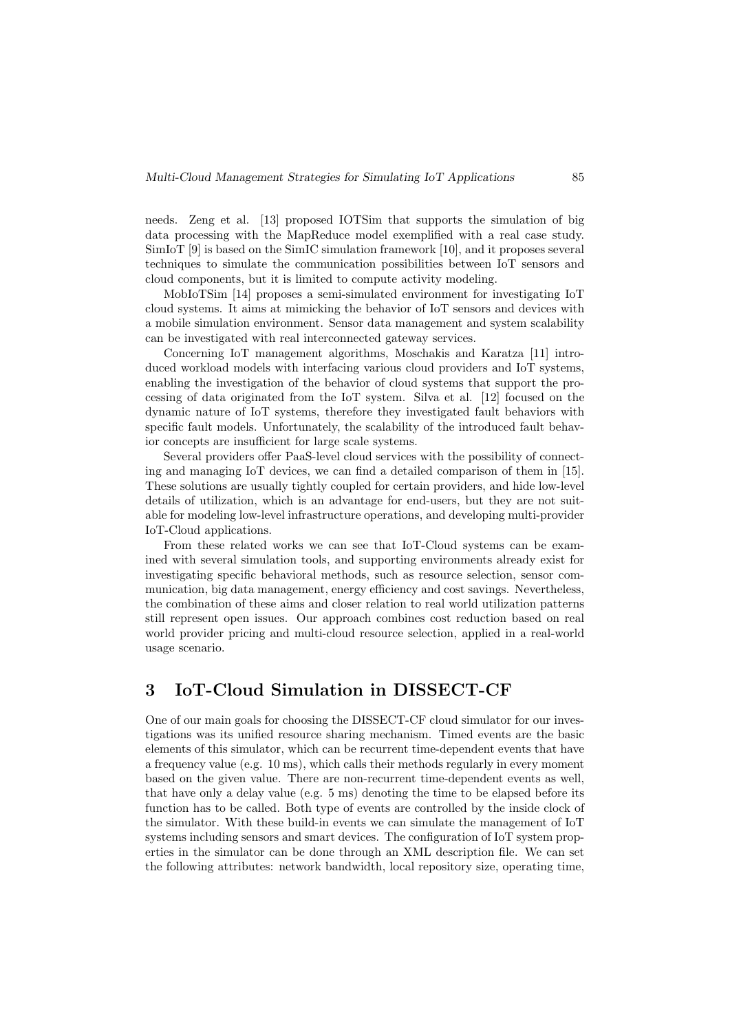needs. Zeng et al. [13] proposed IOTSim that supports the simulation of big data processing with the MapReduce model exemplified with a real case study. SimIoT [9] is based on the SimIC simulation framework [10], and it proposes several techniques to simulate the communication possibilities between IoT sensors and cloud components, but it is limited to compute activity modeling.

MobIoTSim [14] proposes a semi-simulated environment for investigating IoT cloud systems. It aims at mimicking the behavior of IoT sensors and devices with a mobile simulation environment. Sensor data management and system scalability can be investigated with real interconnected gateway services.

Concerning IoT management algorithms, Moschakis and Karatza [11] introduced workload models with interfacing various cloud providers and IoT systems, enabling the investigation of the behavior of cloud systems that support the processing of data originated from the IoT system. Silva et al. [12] focused on the dynamic nature of IoT systems, therefore they investigated fault behaviors with specific fault models. Unfortunately, the scalability of the introduced fault behavior concepts are insufficient for large scale systems.

Several providers offer PaaS-level cloud services with the possibility of connecting and managing IoT devices, we can find a detailed comparison of them in [15]. These solutions are usually tightly coupled for certain providers, and hide low-level details of utilization, which is an advantage for end-users, but they are not suitable for modeling low-level infrastructure operations, and developing multi-provider IoT-Cloud applications.

From these related works we can see that IoT-Cloud systems can be examined with several simulation tools, and supporting environments already exist for investigating specific behavioral methods, such as resource selection, sensor communication, big data management, energy efficiency and cost savings. Nevertheless, the combination of these aims and closer relation to real world utilization patterns still represent open issues. Our approach combines cost reduction based on real world provider pricing and multi-cloud resource selection, applied in a real-world usage scenario.

## 3 IoT-Cloud Simulation in DISSECT-CF

One of our main goals for choosing the DISSECT-CF cloud simulator for our investigations was its unified resource sharing mechanism. Timed events are the basic elements of this simulator, which can be recurrent time-dependent events that have a frequency value (e.g. 10 ms), which calls their methods regularly in every moment based on the given value. There are non-recurrent time-dependent events as well, that have only a delay value (e.g. 5 ms) denoting the time to be elapsed before its function has to be called. Both type of events are controlled by the inside clock of the simulator. With these build-in events we can simulate the management of IoT systems including sensors and smart devices. The configuration of IoT system properties in the simulator can be done through an XML description file. We can set the following attributes: network bandwidth, local repository size, operating time,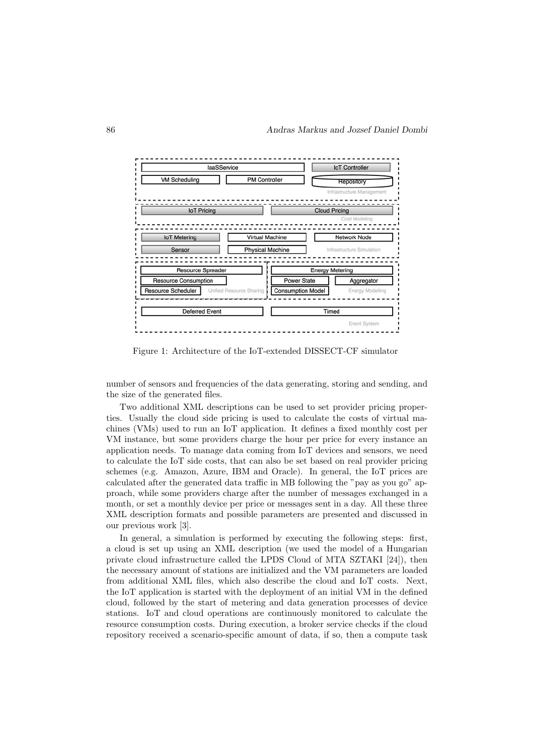Figure 1: Architecture of the IoT-extended DISSECT-CF simulator

number of sensors and frequencies of the data generating, storing and sending, and the size of the generated files.

Two additional XML descriptions can be used to set provider pricing properties. Usually the cloud side pricing is used to calculate the costs of virtual machines (VMs) used to run an IoT application. It defines a fixed monthly cost per VM instance, but some providers charge the hour per price for every instance an application needs. To manage data coming from IoT devices and sensors, we need to calculate the IoT side costs, that can also be set based on real provider pricing schemes (e.g. Amazon, Azure, IBM and Oracle). In general, the IoT prices are calculated after the generated data traffic in MB following the "pay as you go" approach, while some providers charge after the number of messages exchanged in a month, or set a monthly device per price or messages sent in a day. All these three XML description formats and possible parameters are presented and discussed in our previous work [3].

In general, a simulation is performed by executing the following steps: first, a cloud is set up using an XML description (we used the model of a Hungarian private cloud infrastructure called the LPDS Cloud of MTA SZTAKI [24]), then the necessary amount of stations are initialized and the VM parameters are loaded from additional XML files, which also describe the cloud and IoT costs. Next, the IoT application is started with the deployment of an initial VM in the defined cloud, followed by the start of metering and data generation processes of device stations. IoT and cloud operations are continuously monitored to calculate the resource consumption costs. During execution, a broker service checks if the cloud repository received a scenario-specific amount of data, if so, then a compute task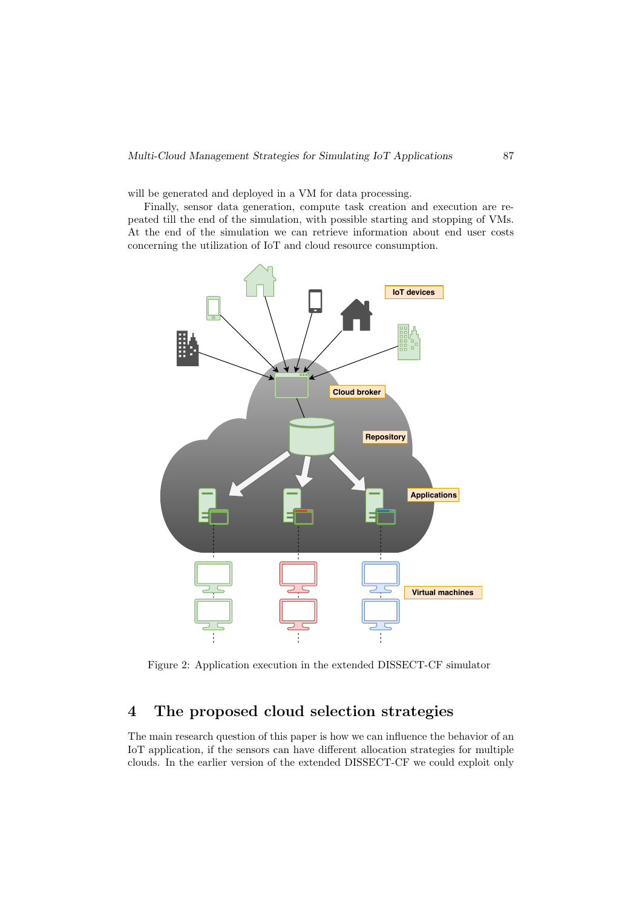will be generated and deployed in a VM for data processing.

Finally, sensor data generation, compute task creation and execution are repeated till the end of the simulation, with possible starting and stopping of VMs. At the end of the simulation we can retrieve information about end user costs concerning the utilization of IoT and cloud resource consumption.

Figure 2: Application execution in the extended DISSECT-CF simulator

## 4 The proposed cloud selection strategies

The main research question of this paper is how we can influence the behavior of an IoT application, if the sensors can have different allocation strategies for multiple clouds. In the earlier version of the extended DISSECT-CF we could exploit only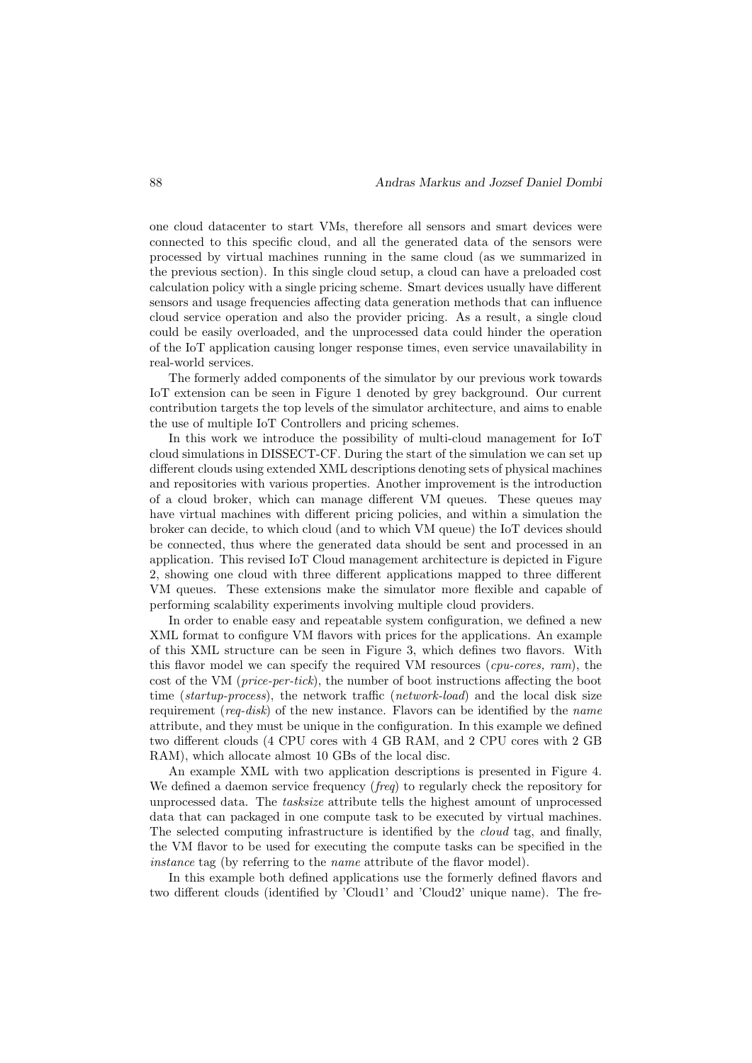one cloud datacenter to start VMs, therefore all sensors and smart devices were connected to this specific cloud, and all the generated data of the sensors were processed by virtual machines running in the same cloud (as we summarized in the previous section). In this single cloud setup, a cloud can have a preloaded cost calculation policy with a single pricing scheme. Smart devices usually have different sensors and usage frequencies affecting data generation methods that can influence cloud service operation and also the provider pricing. As a result, a single cloud could be easily overloaded, and the unprocessed data could hinder the operation of the IoT application causing longer response times, even service unavailability in real-world services.

The formerly added components of the simulator by our previous work towards IoT extension can be seen in Figure 1 denoted by grey background. Our current contribution targets the top levels of the simulator architecture, and aims to enable the use of multiple IoT Controllers and pricing schemes.

In this work we introduce the possibility of multi-cloud management for IoT cloud simulations in DISSECT-CF. During the start of the simulation we can set up different clouds using extended XML descriptions denoting sets of physical machines and repositories with various properties. Another improvement is the introduction of a cloud broker, which can manage different VM queues. These queues may have virtual machines with different pricing policies, and within a simulation the broker can decide, to which cloud (and to which VM queue) the IoT devices should be connected, thus where the generated data should be sent and processed in an application. This revised IoT Cloud management architecture is depicted in Figure 2, showing one cloud with three different applications mapped to three different VM queues. These extensions make the simulator more flexible and capable of performing scalability experiments involving multiple cloud providers.

In order to enable easy and repeatable system configuration, we defined a new XML format to configure VM flavors with prices for the applications. An example of this XML structure can be seen in Figure 3, which defines two flavors. With this flavor model we can specify the required VM resources (*cpu-cores, ram*), the cost of the VM (*price-per-tick*), the number of boot instructions affecting the boot time (*startup-process*), the network traffic (*network-load*) and the local disk size requirement (*req-disk*) of the new instance. Flavors can be identified by the *name* attribute, and they must be unique in the configuration. In this example we defined two different clouds (4 CPU cores with 4 GB RAM, and 2 CPU cores with 2 GB RAM), which allocate almost 10 GBs of the local disc.

An example XML with two application descriptions is presented in Figure 4. We defined a daemon service frequency (*freq*) to regularly check the repository for unprocessed data. The *tasksize* attribute tells the highest amount of unprocessed data that can packaged in one compute task to be executed by virtual machines. The selected computing infrastructure is identified by the *cloud* tag, and finally, the VM flavor to be used for executing the compute tasks can be specified in the *instance* tag (by referring to the *name* attribute of the flavor model).

In this example both defined applications use the formerly defined flavors and two different clouds (identified by 'Cloud1' and 'Cloud2' unique name). The fre-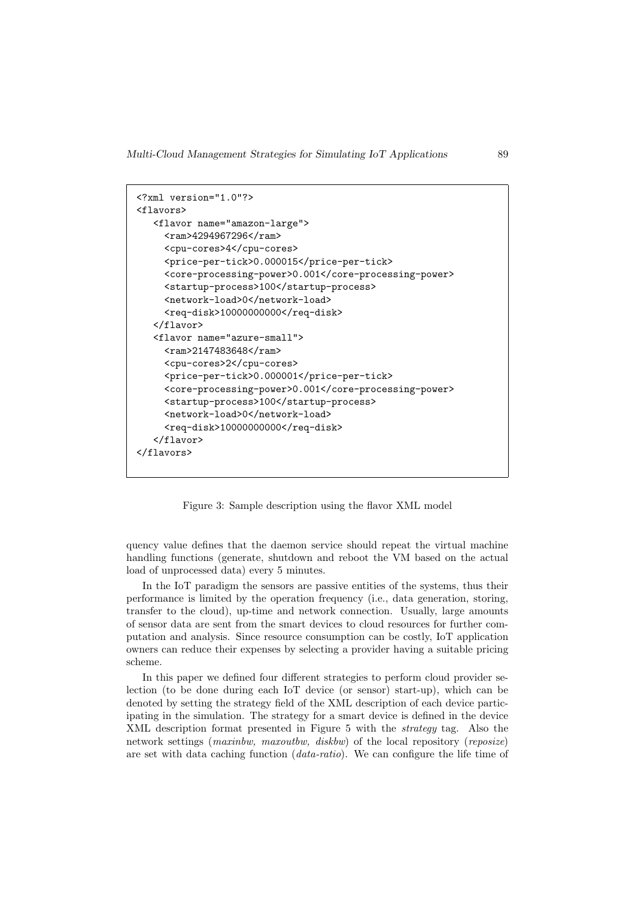```xml
<?xml version="1.0"?>
<flavors>
   <flavor name="amazon-large">
     <ram>4294967296</ram>
     <cpu-cores>4</cpu-cores>
     <price-per-tick>0.000015</price-per-tick>
     <core-processing-power>0.001</core-processing-power>
     <startup-process>100</startup-process>
     <network-load>0</network-load>
     <req-disk>10000000000</req-disk>
   </flavor>
   <flavor name="azure-small">
     <ram>2147483648</ram>
     <cpu-cores>2</cpu-cores>
     <price-per-tick>0.000001</price-per-tick>
     <core-processing-power>0.001</core-processing-power>
     <startup-process>100</startup-process>
     <network-load>0</network-load>
     <req-disk>10000000000</req-disk>
   </flavor>
</flavors>
```

Figure 3: Sample description using the flavor XML model

quency value defines that the daemon service should repeat the virtual machine handling functions (generate, shutdown and reboot the VM based on the actual load of unprocessed data) every 5 minutes.

In the IoT paradigm the sensors are passive entities of the systems, thus their performance is limited by the operation frequency (i.e., data generation, storing, transfer to the cloud), up-time and network connection. Usually, large amounts of sensor data are sent from the smart devices to cloud resources for further computation and analysis. Since resource consumption can be costly, IoT application owners can reduce their expenses by selecting a provider having a suitable pricing scheme.

In this paper we defined four different strategies to perform cloud provider selection (to be done during each IoT device (or sensor) start-up), which can be denoted by setting the strategy field of the XML description of each device participating in the simulation. The strategy for a smart device is defined in the device XML description format presented in Figure 5 with the *strategy* tag. Also the network settings (*maxinbw, maxoutbw, diskbw*) of the local repository (*reposize*) are set with data caching function (*data-ratio*). We can configure the life time of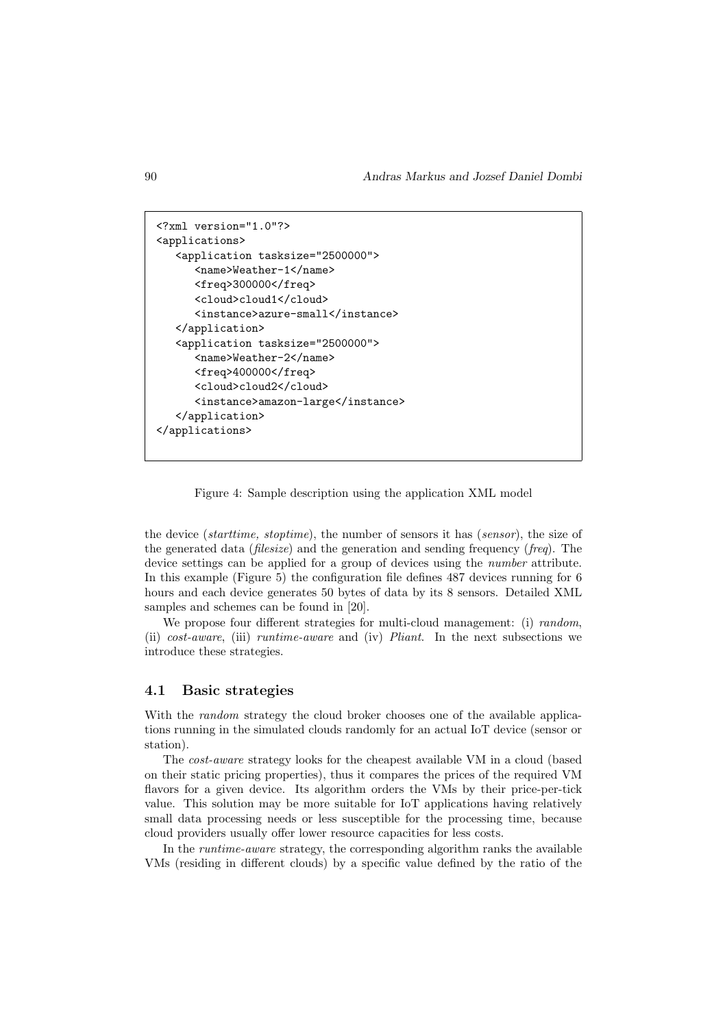```xml
<?xml version="1.0"?>
<applications>
   <application tasksize="2500000">
      <name>Weather-1</name>
      <freq>300000</freq>
      <cloud>cloud1</cloud>
      <instance>azure-small</instance>
   </application>
   <application tasksize="2500000">
      <name>Weather-2</name>
      <freq>400000</freq>
      <cloud>cloud2</cloud>
      <instance>amazon-large</instance>
   </application>
</applications>
```

Figure 4: Sample description using the application XML model

the device (*starttime*, *stoptime*), the number of sensors it has (*sensor*), the size of the generated data (*filesize*) and the generation and sending frequency (*freq*). The device settings can be applied for a group of devices using the *number* attribute. In this example (Figure 5) the configuration file defines 487 devices running for 6 hours and each device generates 50 bytes of data by its 8 sensors. Detailed XML samples and schemes can be found in [20].

We propose four different strategies for multi-cloud management: (i) *random*, (ii) *cost-aware*, (iii) *runtime-aware* and (iv) *Pliant*. In the next subsections we introduce these strategies.

### 4.1 Basic strategies

With the *random* strategy the cloud broker chooses one of the available applications running in the simulated clouds randomly for an actual IoT device (sensor or station).

The *cost-aware* strategy looks for the cheapest available VM in a cloud (based on their static pricing properties), thus it compares the prices of the required VM flavors for a given device. Its algorithm orders the VMs by their price-per-tick value. This solution may be more suitable for IoT applications having relatively small data processing needs or less susceptible for the processing time, because cloud providers usually offer lower resource capacities for less costs.

In the *runtime-aware* strategy, the corresponding algorithm ranks the available VMs (residing in different clouds) by a specific value defined by the ratio of the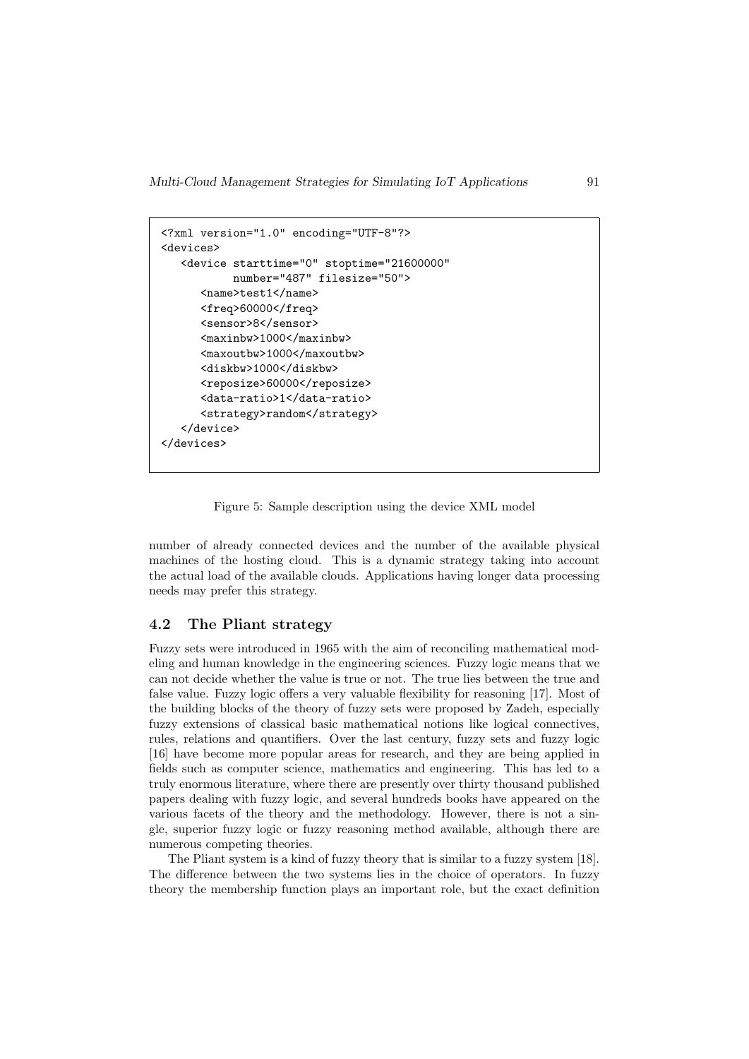```xml
<?xml version="1.0" encoding="UTF-8"?>
<devices>
   <device starttime="0" stoptime="21600000"
           number="487" filesize="50">
      <name>test1</name>
      <freq>60000</freq>
      <sensor>8</sensor>
      <maxinbw>1000</maxinbw>
      <maxoutbw>1000</maxoutbw>
      <diskbw>1000</diskbw>
      <reposize>60000</reposize>
      <data-ratio>1</data-ratio>
      <strategy>random</strategy>
   </device>
</devices>
```

Figure 5: Sample description using the device XML model

number of already connected devices and the number of the available physical machines of the hosting cloud. This is a dynamic strategy taking into account the actual load of the available clouds. Applications having longer data processing needs may prefer this strategy.

### 4.2 The Pliant strategy

Fuzzy sets were introduced in 1965 with the aim of reconciling mathematical modeling and human knowledge in the engineering sciences. Fuzzy logic means that we can not decide whether the value is true or not. The true lies between the true and false value. Fuzzy logic offers a very valuable flexibility for reasoning [17]. Most of the building blocks of the theory of fuzzy sets were proposed by Zadeh, especially fuzzy extensions of classical basic mathematical notions like logical connectives, rules, relations and quantifiers. Over the last century, fuzzy sets and fuzzy logic [16] have become more popular areas for research, and they are being applied in fields such as computer science, mathematics and engineering. This has led to a truly enormous literature, where there are presently over thirty thousand published papers dealing with fuzzy logic, and several hundreds books have appeared on the various facets of the theory and the methodology. However, there is not a single, superior fuzzy logic or fuzzy reasoning method available, although there are numerous competing theories.

The Pliant system is a kind of fuzzy theory that is similar to a fuzzy system [18]. The difference between the two systems lies in the choice of operators. In fuzzy theory the membership function plays an important role, but the exact definition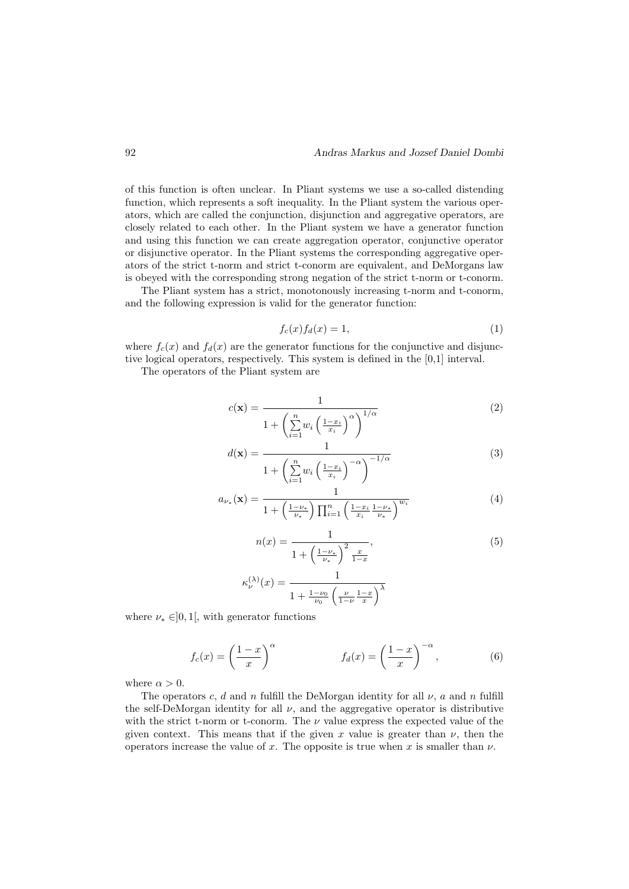of this function is often unclear. In Pliant systems we use a so-called distending function, which represents a soft inequality. In the Pliant system the various operators, which are called the conjunction, disjunction and aggregative operators, are closely related to each other. In the Pliant system we have a generator function and using this function we can create aggregation operator, conjunctive operator or disjunctive operator. In the Pliant systems the corresponding aggregative operators of the strict t-norm and strict t-conorm are equivalent, and DeMorgans law is obeyed with the corresponding strong negation of the strict t-norm or t-conorm.

The Pliant system has a strict, monotonously increasing t-norm and t-conorm, and the following expression is valid for the generator function:

$$f_c(x) f_d(x) = 1, \tag{1}$$

where $f_c(x)$ and $f_d(x)$ are the generator functions for the conjunctive and disjunctive logical operators, respectively. This system is defined in the [0,1] interval.

The operators of the Pliant system are

$$c(\mathbf{x}) = \frac{1}{1 + \left( \sum_{i=1}^{n} w_i \left( \frac{1-x_i}{x_i} \right)^{\alpha} \right)^{1/\alpha}} \tag{2}$$

$$d(\mathbf{x}) = \frac{1}{1 + \left( \sum_{i=1}^{n} w_i \left( \frac{1-x_i}{x_i} \right)^{-\alpha} \right)^{-1/\alpha}} \tag{3}$$

$$a_{\nu_*}(\mathbf{x}) = \frac{1}{1 + \left( \frac{1-\nu_*}{\nu_*} \right) \prod_{i=1}^{n} \left( \frac{1-x_i}{x_i} \frac{1-\nu_*}{\nu_*} \right)^{w_i}} \tag{4}$$

$$n(x) = \frac{1}{1 + \left( \frac{1-\nu_*}{\nu_*} \right)^2 \frac{x}{1-x}}, \tag{5}$$

$$\kappa_{\nu}^{(\lambda)}(x) = \frac{1}{1 + \frac{1-\nu_0}{\nu_0} \left( \frac{\nu}{1-\nu} \frac{1-x}{x} \right)^{\lambda}}$$

where $\nu_* \in ]0,1[$, with generator functions

$$f_c(x) = \left( \frac{1-x}{x} \right)^{\alpha} \qquad\qquad f_d(x) = \left( \frac{1-x}{x} \right)^{-\alpha}, \tag{6}$$

where $\alpha > 0$.

The operators $c$, $d$ and $n$ fulfill the DeMorgan identity for all $\nu$, $a$ and $n$ fulfill the self-DeMorgan identity for all $\nu$, and the aggregative operator is distributive with the strict t-norm or t-conorm. The $\nu$ value express the expected value of the given context. This means that if the given $x$ value is greater than $\nu$, then the operators increase the value of $x$. The opposite is true when $x$ is smaller than $\nu$.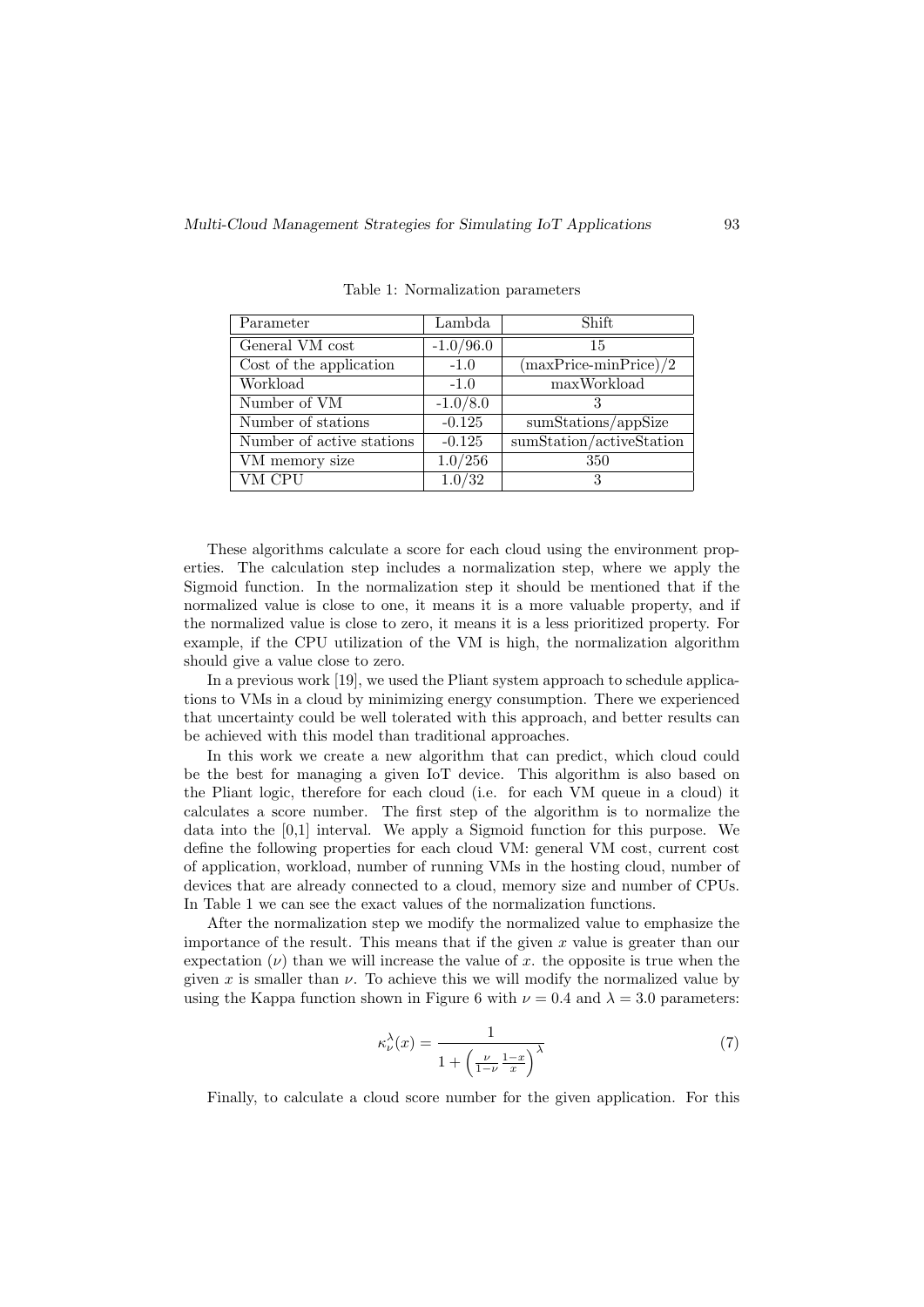Table 1: Normalization parameters

| Parameter | Lambda | Shift |
|---|---|---|
| General VM cost | -1.0/96.0 | 15 |
| Cost of the application | -1.0 | (maxPrice-minPrice)/2 |
| Workload | -1.0 | maxWorkload |
| Number of VM | -1.0/8.0 | 3 |
| Number of stations | -0.125 | sumStations/appSize |
| Number of active stations | -0.125 | sumStation/activeStation |
| VM memory size | 1.0/256 | 350 |
| VM CPU | 1.0/32 | 3 |

These algorithms calculate a score for each cloud using the environment properties. The calculation step includes a normalization step, where we apply the Sigmoid function. In the normalization step it should be mentioned that if the normalized value is close to one, it means it is a more valuable property, and if the normalized value is close to zero, it means it is a less prioritized property. For example, if the CPU utilization of the VM is high, the normalization algorithm should give a value close to zero.

In a previous work [19], we used the Pliant system approach to schedule applications to VMs in a cloud by minimizing energy consumption. There we experienced that uncertainty could be well tolerated with this approach, and better results can be achieved with this model than traditional approaches.

In this work we create a new algorithm that can predict, which cloud could be the best for managing a given IoT device. This algorithm is also based on the Pliant logic, therefore for each cloud (i.e. for each VM queue in a cloud) it calculates a score number. The first step of the algorithm is to normalize the data into the [0,1] interval. We apply a Sigmoid function for this purpose. We define the following properties for each cloud VM: general VM cost, current cost of application, workload, number of running VMs in the hosting cloud, number of devices that are already connected to a cloud, memory size and number of CPUs. In Table 1 we can see the exact values of the normalization functions.

After the normalization step we modify the normalized value to emphasize the importance of the result. This means that if the given $x$ value is greater than our expectation ($\nu$) than we will increase the value of $x$. the opposite is true when the given $x$ is smaller than $\nu$. To achieve this we will modify the normalized value by using the Kappa function shown in Figure 6 with $\nu = 0.4$ and $\lambda = 3.0$ parameters:

$$\kappa_{\nu}^{\lambda}(x) = \frac{1}{1 + \left(\frac{\nu}{1-\nu}\frac{1-x}{x}\right)^{\lambda}} \tag{7}$$

Finally, to calculate a cloud score number for the given application. For this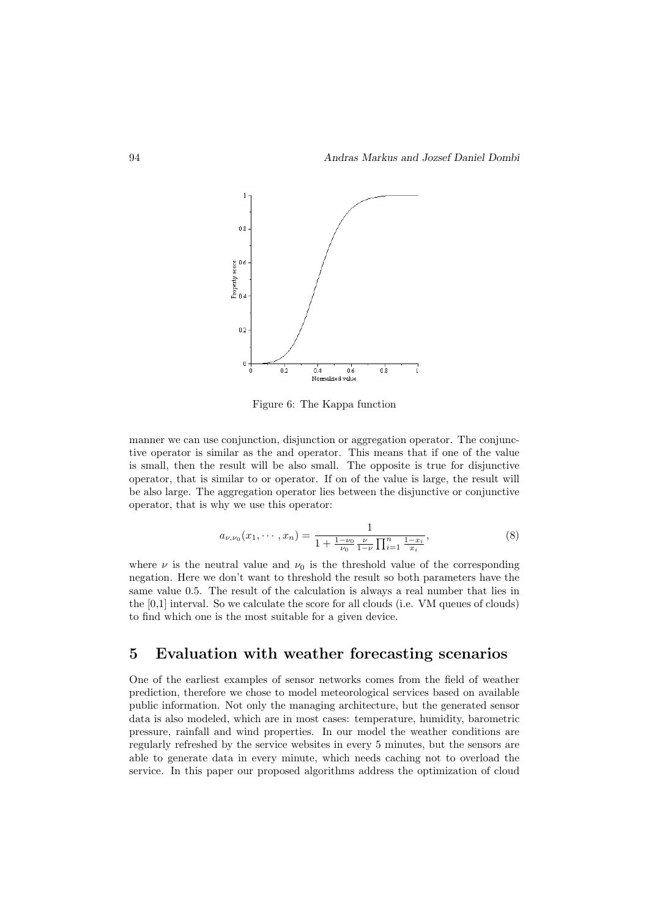Figure 6: The Kappa function

manner we can use conjunction, disjunction or aggregation operator. The conjunctive operator is similar as the and operator. This means that if one of the value is small, then the result will be also small. The opposite is true for disjunctive operator, that is similar to or operator. If on of the value is large, the result will be also large. The aggregation operator lies between the disjunctive or conjunctive operator, that is why we use this operator:

$$a_{\nu,\nu_0}(x_1, \cdots, x_n) = \frac{1}{1 + \frac{1-\nu_0}{\nu_0} \frac{\nu}{1-\nu} \prod_{i=1}^{n} \frac{1-x_i}{x_i}}, \tag{8}$$

where $\nu$ is the neutral value and $\nu_0$ is the threshold value of the corresponding negation. Here we don't want to threshold the result so both parameters have the same value 0.5. The result of the calculation is always a real number that lies in the [0,1] interval. So we calculate the score for all clouds (i.e. VM queues of clouds) to find which one is the most suitable for a given device.

## 5 Evaluation with weather forecasting scenarios

One of the earliest examples of sensor networks comes from the field of weather prediction, therefore we chose to model meteorological services based on available public information. Not only the managing architecture, but the generated sensor data is also modeled, which are in most cases: temperature, humidity, barometric pressure, rainfall and wind properties. In our model the weather conditions are regularly refreshed by the service websites in every 5 minutes, but the sensors are able to generate data in every minute, which needs caching not to overload the service. In this paper our proposed algorithms address the optimization of cloud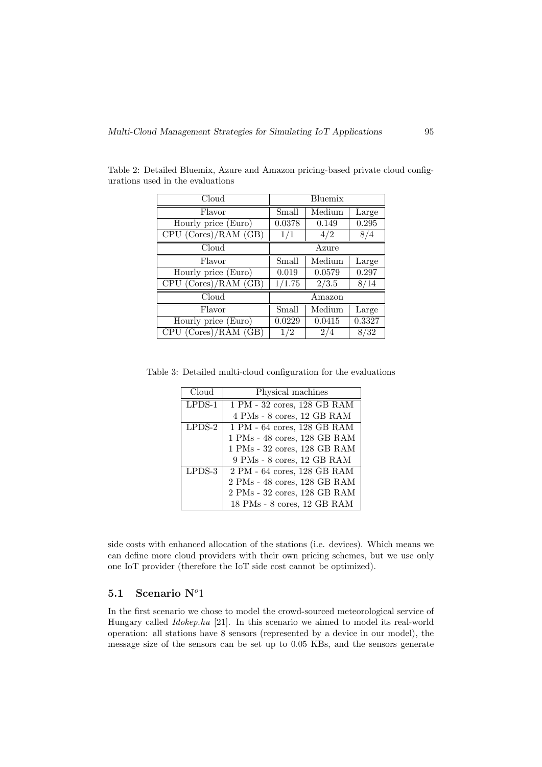Table 2: Detailed Bluemix, Azure and Amazon pricing-based private cloud configurations used in the evaluations

| Cloud | Bluemix | | |
|---|---|---|---|
| Flavor | Small | Medium | Large |
| Hourly price (Euro) | 0.0378 | 0.149 | 0.295 |
| CPU (Cores)/RAM (GB) | 1/1 | 4/2 | 8/4 |
| Cloud | Azure | | |
| Flavor | Small | Medium | Large |
| Hourly price (Euro) | 0.019 | 0.0579 | 0.297 |
| CPU (Cores)/RAM (GB) | 1/1.75 | 2/3.5 | 8/14 |
| Cloud | Amazon | | |
| Flavor | Small | Medium | Large |
| Hourly price (Euro) | 0.0229 | 0.0415 | 0.3327 |
| CPU (Cores)/RAM (GB) | 1/2 | 2/4 | 8/32 |

Table 3: Detailed multi-cloud configuration for the evaluations

| Cloud | Physical machines |
|---|---|
| LPDS-1 | 1 PM - 32 cores, 128 GB RAM |
| | 4 PMs - 8 cores, 12 GB RAM |
| LPDS-2 | 1 PM - 64 cores, 128 GB RAM |
| | 1 PMs - 48 cores, 128 GB RAM |
| | 1 PMs - 32 cores, 128 GB RAM |
| | 9 PMs - 8 cores, 12 GB RAM |
| LPDS-3 | 2 PM - 64 cores, 128 GB RAM |
| | 2 PMs - 48 cores, 128 GB RAM |
| | 2 PMs - 32 cores, 128 GB RAM |
| | 18 PMs - 8 cores, 12 GB RAM |

side costs with enhanced allocation of the stations (i.e. devices). Which means we can define more cloud providers with their own pricing schemes, but we use only one IoT provider (therefore the IoT side cost cannot be optimized).

### 5.1 Scenario N$^{o}$1

In the first scenario we chose to model the crowd-sourced meteorological service of Hungary called *Idokep.hu* [21]. In this scenario we aimed to model its real-world operation: all stations have 8 sensors (represented by a device in our model), the message size of the sensors can be set up to 0.05 KBs, and the sensors generate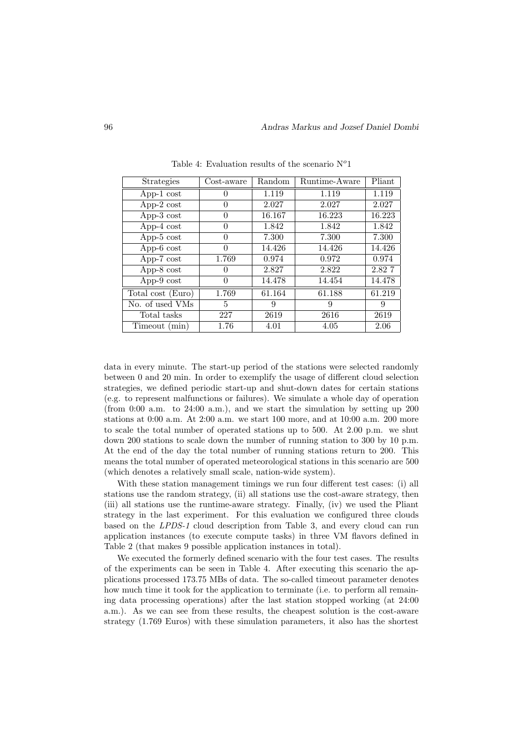Table 4: Evaluation results of the scenario N$^o$1

| Strategies | Cost-aware | Random | Runtime-Aware | Pliant |
| --- | --- | --- | --- | --- |
| App-1 cost | 0 | 1.119 | 1.119 | 1.119 |
| App-2 cost | 0 | 2.027 | 2.027 | 2.027 |
| App-3 cost | 0 | 16.167 | 16.223 | 16.223 |
| App-4 cost | 0 | 1.842 | 1.842 | 1.842 |
| App-5 cost | 0 | 7.300 | 7.300 | 7.300 |
| App-6 cost | 0 | 14.426 | 14.426 | 14.426 |
| App-7 cost | 1.769 | 0.974 | 0.972 | 0.974 |
| App-8 cost | 0 | 2.827 | 2.822 | 2.82 7 |
| App-9 cost | 0 | 14.478 | 14.454 | 14.478 |
| Total cost (Euro) | 1.769 | 61.164 | 61.188 | 61.219 |
| No. of used VMs | 5 | 9 | 9 | 9 |
| Total tasks | 227 | 2619 | 2616 | 2619 |
| Timeout (min) | 1.76 | 4.01 | 4.05 | 2.06 |

data in every minute. The start-up period of the stations were selected randomly between 0 and 20 min. In order to exemplify the usage of different cloud selection strategies, we defined periodic start-up and shut-down dates for certain stations (e.g. to represent malfunctions or failures). We simulate a whole day of operation (from 0:00 a.m. to 24:00 a.m.), and we start the simulation by setting up 200 stations at 0:00 a.m. At 2:00 a.m. we start 100 more, and at 10:00 a.m. 200 more to scale the total number of operated stations up to 500. At 2.00 p.m. we shut down 200 stations to scale down the number of running station to 300 by 10 p.m. At the end of the day the total number of running stations return to 200. This means the total number of operated meteorological stations in this scenario are 500 (which denotes a relatively small scale, nation-wide system).

With these station management timings we run four different test cases: (i) all stations use the random strategy, (ii) all stations use the cost-aware strategy, then (iii) all stations use the runtime-aware strategy. Finally, (iv) we used the Pliant strategy in the last experiment. For this evaluation we configured three clouds based on the *LPDS-1* cloud description from Table 3, and every cloud can run application instances (to execute compute tasks) in three VM flavors defined in Table 2 (that makes 9 possible application instances in total).

We executed the formerly defined scenario with the four test cases. The results of the experiments can be seen in Table 4. After executing this scenario the applications processed 173.75 MBs of data. The so-called timeout parameter denotes how much time it took for the application to terminate (i.e. to perform all remaining data processing operations) after the last station stopped working (at 24:00 a.m.). As we can see from these results, the cheapest solution is the cost-aware strategy (1.769 Euros) with these simulation parameters, it also has the shortest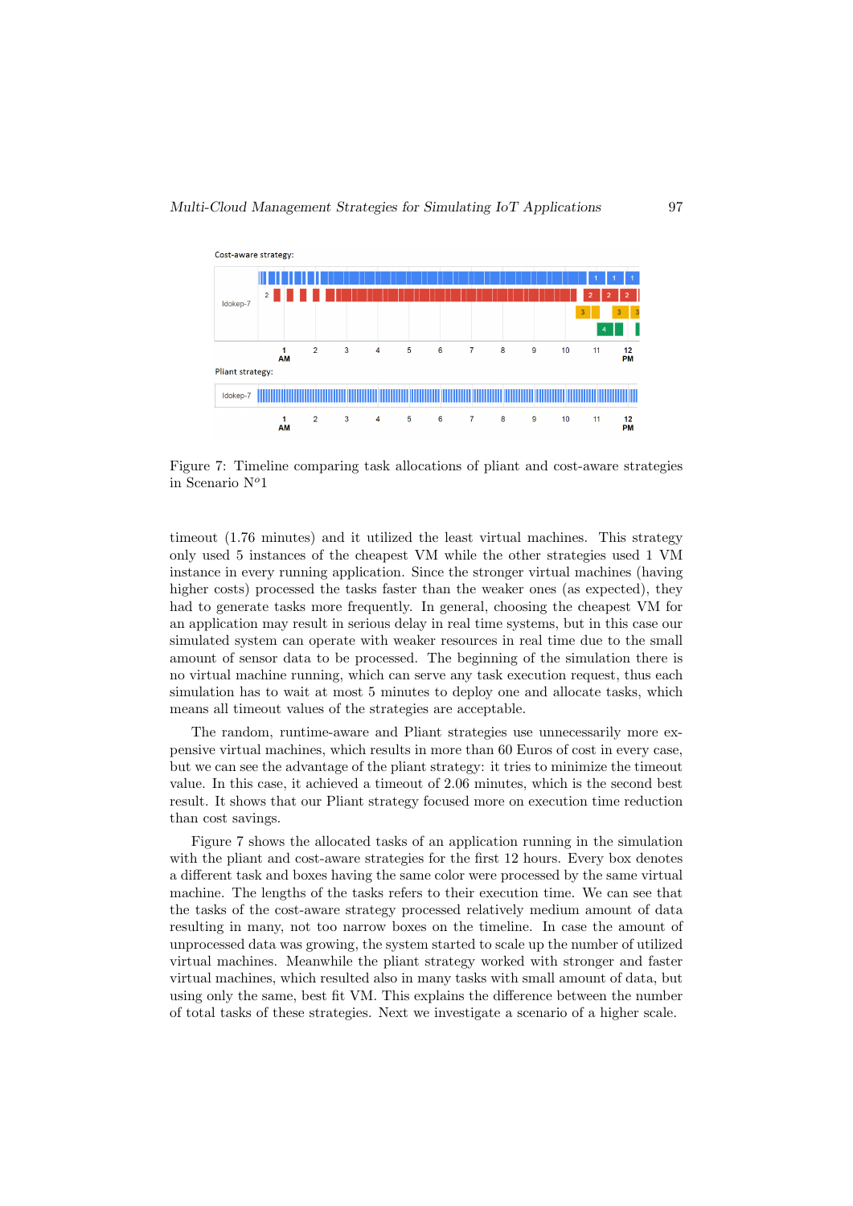Figure 7: Timeline comparing task allocations of pliant and cost-aware strategies in Scenario N$^o$1

timeout (1.76 minutes) and it utilized the least virtual machines. This strategy only used 5 instances of the cheapest VM while the other strategies used 1 VM instance in every running application. Since the stronger virtual machines (having higher costs) processed the tasks faster than the weaker ones (as expected), they had to generate tasks more frequently. In general, choosing the cheapest VM for an application may result in serious delay in real time systems, but in this case our simulated system can operate with weaker resources in real time due to the small amount of sensor data to be processed. The beginning of the simulation there is no virtual machine running, which can serve any task execution request, thus each simulation has to wait at most 5 minutes to deploy one and allocate tasks, which means all timeout values of the strategies are acceptable.

The random, runtime-aware and Pliant strategies use unnecessarily more expensive virtual machines, which results in more than 60 Euros of cost in every case, but we can see the advantage of the pliant strategy: it tries to minimize the timeout value. In this case, it achieved a timeout of 2.06 minutes, which is the second best result. It shows that our Pliant strategy focused more on execution time reduction than cost savings.

Figure 7 shows the allocated tasks of an application running in the simulation with the pliant and cost-aware strategies for the first 12 hours. Every box denotes a different task and boxes having the same color were processed by the same virtual machine. The lengths of the tasks refers to their execution time. We can see that the tasks of the cost-aware strategy processed relatively medium amount of data resulting in many, not too narrow boxes on the timeline. In case the amount of unprocessed data was growing, the system started to scale up the number of utilized virtual machines. Meanwhile the pliant strategy worked with stronger and faster virtual machines, which resulted also in many tasks with small amount of data, but using only the same, best fit VM. This explains the difference between the number of total tasks of these strategies. Next we investigate a scenario of a higher scale.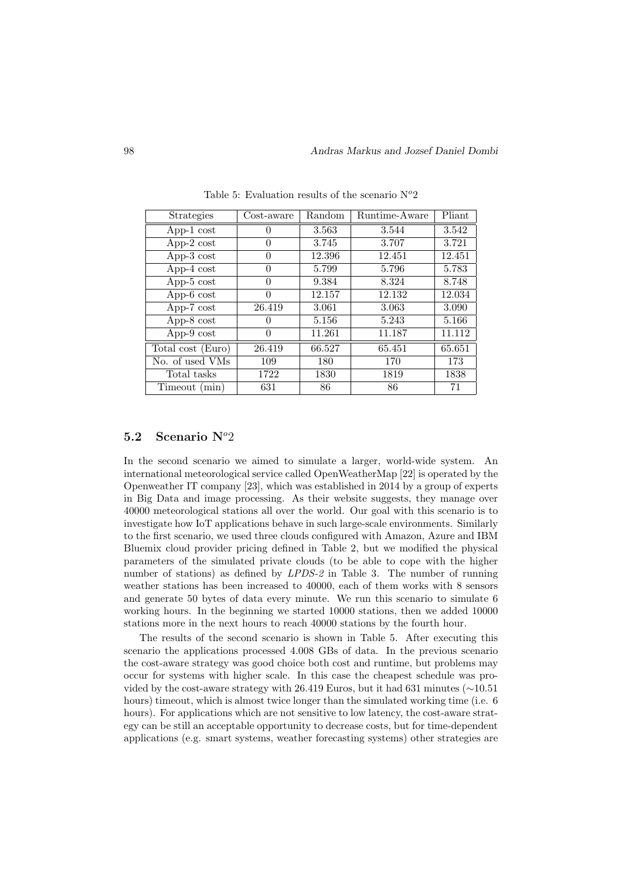Table 5: Evaluation results of the scenario N$^o$2

| Strategies | Cost-aware | Random | Runtime-Aware | Pliant |
|---|---|---|---|---|
| App-1 cost | 0 | 3.563 | 3.544 | 3.542 |
| App-2 cost | 0 | 3.745 | 3.707 | 3.721 |
| App-3 cost | 0 | 12.396 | 12.451 | 12.451 |
| App-4 cost | 0 | 5.799 | 5.796 | 5.783 |
| App-5 cost | 0 | 9.384 | 8.324 | 8.748 |
| App-6 cost | 0 | 12.157 | 12.132 | 12.034 |
| App-7 cost | 26.419 | 3.061 | 3.063 | 3.090 |
| App-8 cost | 0 | 5.156 | 5.243 | 5.166 |
| App-9 cost | 0 | 11.261 | 11.187 | 11.112 |
| Total cost (Euro) | 26.419 | 66.527 | 65.451 | 65.651 |
| No. of used VMs | 109 | 180 | 170 | 173 |
| Total tasks | 1722 | 1830 | 1819 | 1838 |
| Timeout (min) | 631 | 86 | 86 | 71 |

## 5.2 Scenario N$^o$2

In the second scenario we aimed to simulate a larger, world-wide system. An international meteorological service called OpenWeatherMap [22] is operated by the Openweather IT company [23], which was established in 2014 by a group of experts in Big Data and image processing. As their website suggests, they manage over 40000 meteorological stations all over the world. Our goal with this scenario is to investigate how IoT applications behave in such large-scale environments. Similarly to the first scenario, we used three clouds configured with Amazon, Azure and IBM Bluemix cloud provider pricing defined in Table 2, but we modified the physical parameters of the simulated private clouds (to be able to cope with the higher number of stations) as defined by *LPDS-2* in Table 3. The number of running weather stations has been increased to 40000, each of them works with 8 sensors and generate 50 bytes of data every minute. We run this scenario to simulate 6 working hours. In the beginning we started 10000 stations, then we added 10000 stations more in the next hours to reach 40000 stations by the fourth hour.

The results of the second scenario is shown in Table 5. After executing this scenario the applications processed 4.008 GBs of data. In the previous scenario the cost-aware strategy was good choice both cost and runtime, but problems may occur for systems with higher scale. In this case the cheapest schedule was provided by the cost-aware strategy with 26.419 Euros, but it had 631 minutes ($\sim$10.51 hours) timeout, which is almost twice longer than the simulated working time (i.e. 6 hours). For applications which are not sensitive to low latency, the cost-aware strategy can be still an acceptable opportunity to decrease costs, but for time-dependent applications (e.g. smart systems, weather forecasting systems) other strategies are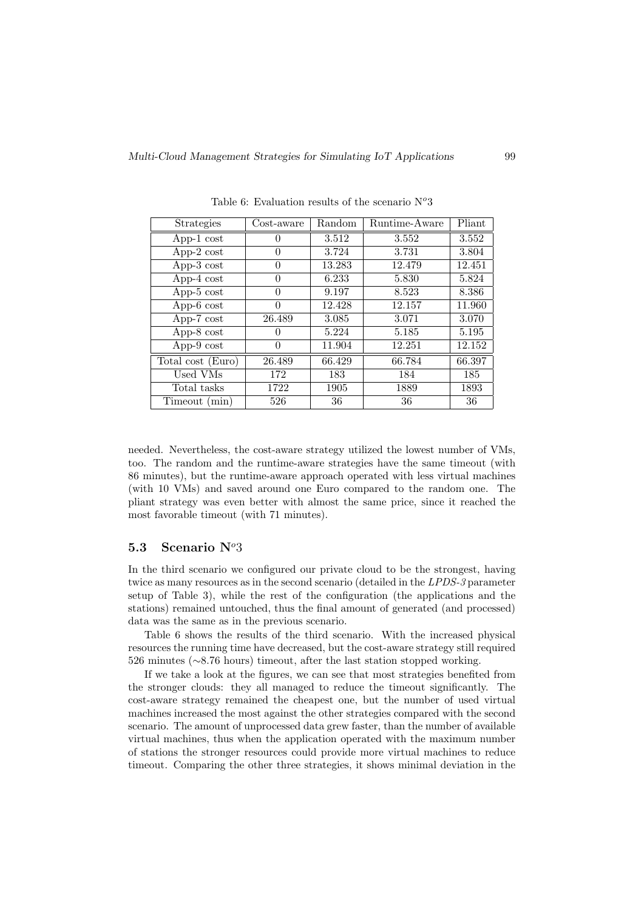Table 6: Evaluation results of the scenario N$^o$3

| Strategies | Cost-aware | Random | Runtime-Aware | Pliant |
|---|---|---|---|---|
| App-1 cost | 0 | 3.512 | 3.552 | 3.552 |
| App-2 cost | 0 | 3.724 | 3.731 | 3.804 |
| App-3 cost | 0 | 13.283 | 12.479 | 12.451 |
| App-4 cost | 0 | 6.233 | 5.830 | 5.824 |
| App-5 cost | 0 | 9.197 | 8.523 | 8.386 |
| App-6 cost | 0 | 12.428 | 12.157 | 11.960 |
| App-7 cost | 26.489 | 3.085 | 3.071 | 3.070 |
| App-8 cost | 0 | 5.224 | 5.185 | 5.195 |
| App-9 cost | 0 | 11.904 | 12.251 | 12.152 |
| Total cost (Euro) | 26.489 | 66.429 | 66.784 | 66.397 |
| Used VMs | 172 | 183 | 184 | 185 |
| Total tasks | 1722 | 1905 | 1889 | 1893 |
| Timeout (min) | 526 | 36 | 36 | 36 |

needed. Nevertheless, the cost-aware strategy utilized the lowest number of VMs, too. The random and the runtime-aware strategies have the same timeout (with 86 minutes), but the runtime-aware approach operated with less virtual machines (with 10 VMs) and saved around one Euro compared to the random one. The pliant strategy was even better with almost the same price, since it reached the most favorable timeout (with 71 minutes).

### 5.3 Scenario N$^o$3

In the third scenario we configured our private cloud to be the strongest, having twice as many resources as in the second scenario (detailed in the *LPDS-3* parameter setup of Table 3), while the rest of the configuration (the applications and the stations) remained untouched, thus the final amount of generated (and processed) data was the same as in the previous scenario.

Table 6 shows the results of the third scenario. With the increased physical resources the running time have decreased, but the cost-aware strategy still required 526 minutes (∼8.76 hours) timeout, after the last station stopped working.

If we take a look at the figures, we can see that most strategies benefited from the stronger clouds: they all managed to reduce the timeout significantly. The cost-aware strategy remained the cheapest one, but the number of used virtual machines increased the most against the other strategies compared with the second scenario. The amount of unprocessed data grew faster, than the number of available virtual machines, thus when the application operated with the maximum number of stations the stronger resources could provide more virtual machines to reduce timeout. Comparing the other three strategies, it shows minimal deviation in the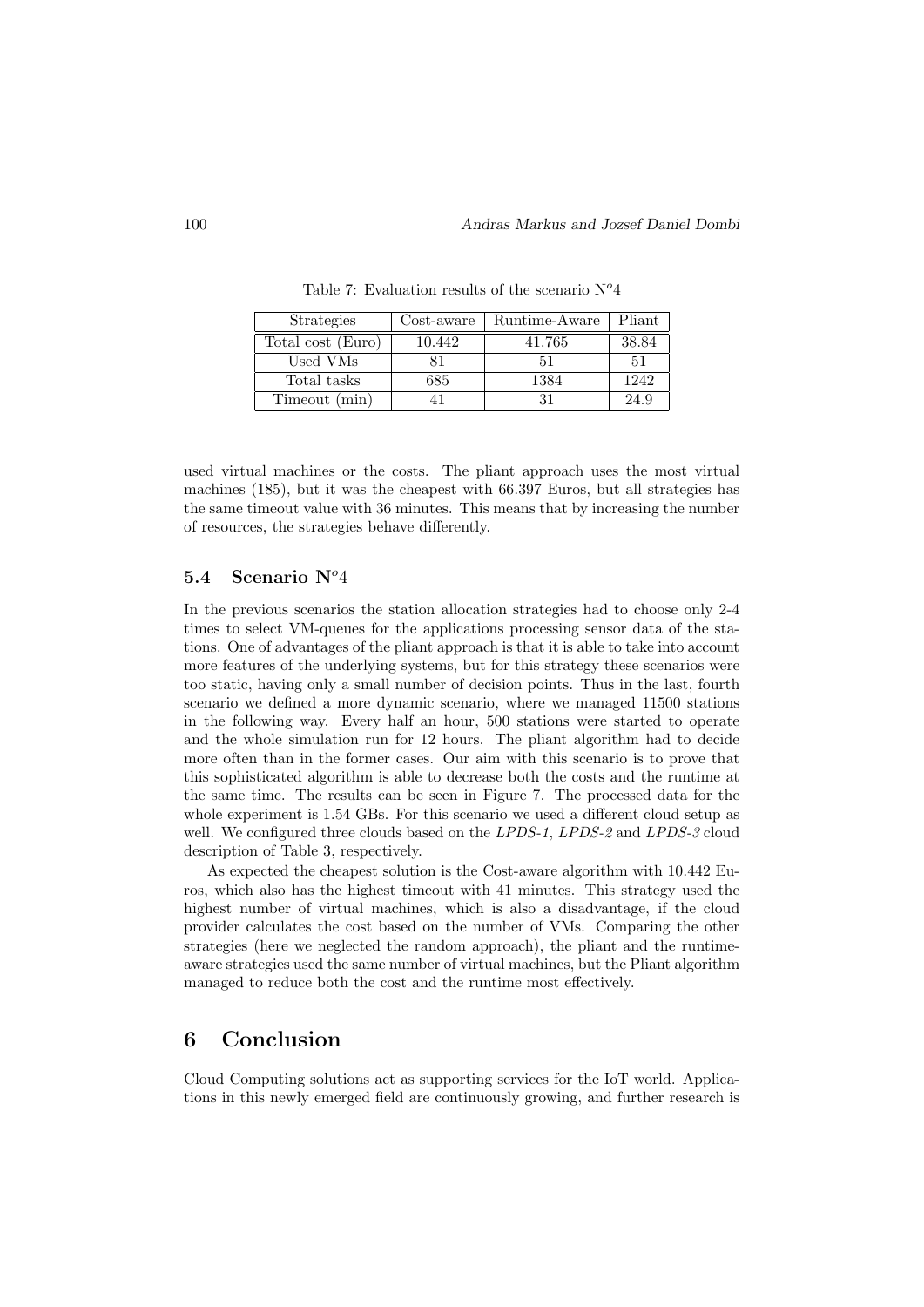Table 7: Evaluation results of the scenario N$^o$4

| Strategies | Cost-aware | Runtime-Aware | Pliant |
|---|---|---|---|
| Total cost (Euro) | 10.442 | 41.765 | 38.84 |
| Used VMs | 81 | 51 | 51 |
| Total tasks | 685 | 1384 | 1242 |
| Timeout (min) | 41 | 31 | 24.9 |

used virtual machines or the costs. The pliant approach uses the most virtual machines (185), but it was the cheapest with 66.397 Euros, but all strategies has the same timeout value with 36 minutes. This means that by increasing the number of resources, the strategies behave differently.

### 5.4 Scenario N$^o$4

In the previous scenarios the station allocation strategies had to choose only 2-4 times to select VM-queues for the applications processing sensor data of the stations. One of advantages of the pliant approach is that it is able to take into account more features of the underlying systems, but for this strategy these scenarios were too static, having only a small number of decision points. Thus in the last, fourth scenario we defined a more dynamic scenario, where we managed 11500 stations in the following way. Every half an hour, 500 stations were started to operate and the whole simulation run for 12 hours. The pliant algorithm had to decide more often than in the former cases. Our aim with this scenario is to prove that this sophisticated algorithm is able to decrease both the costs and the runtime at the same time. The results can be seen in Figure 7. The processed data for the whole experiment is 1.54 GBs. For this scenario we used a different cloud setup as well. We configured three clouds based on the *LPDS-1*, *LPDS-2* and *LPDS-3* cloud description of Table 3, respectively.

As expected the cheapest solution is the Cost-aware algorithm with 10.442 Euros, which also has the highest timeout with 41 minutes. This strategy used the highest number of virtual machines, which is also a disadvantage, if the cloud provider calculates the cost based on the number of VMs. Comparing the other strategies (here we neglected the random approach), the pliant and the runtime-aware strategies used the same number of virtual machines, but the Pliant algorithm managed to reduce both the cost and the runtime most effectively.

## 6 Conclusion

Cloud Computing solutions act as supporting services for the IoT world. Applications in this newly emerged field are continuously growing, and further research is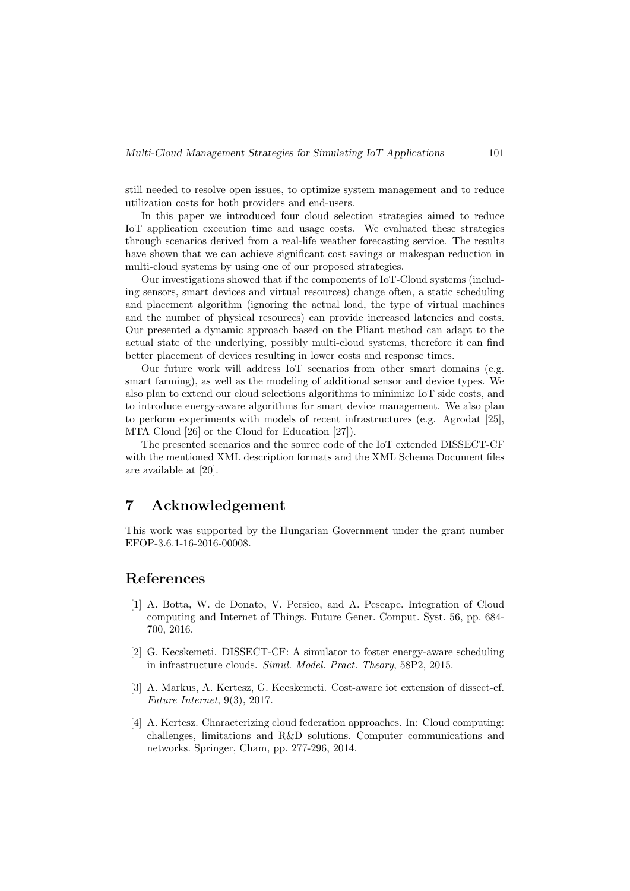still needed to resolve open issues, to optimize system management and to reduce utilization costs for both providers and end-users.

In this paper we introduced four cloud selection strategies aimed to reduce IoT application execution time and usage costs. We evaluated these strategies through scenarios derived from a real-life weather forecasting service. The results have shown that we can achieve significant cost savings or makespan reduction in multi-cloud systems by using one of our proposed strategies.

Our investigations showed that if the components of IoT-Cloud systems (including sensors, smart devices and virtual resources) change often, a static scheduling and placement algorithm (ignoring the actual load, the type of virtual machines and the number of physical resources) can provide increased latencies and costs. Our presented a dynamic approach based on the Pliant method can adapt to the actual state of the underlying, possibly multi-cloud systems, therefore it can find better placement of devices resulting in lower costs and response times.

Our future work will address IoT scenarios from other smart domains (e.g. smart farming), as well as the modeling of additional sensor and device types. We also plan to extend our cloud selections algorithms to minimize IoT side costs, and to introduce energy-aware algorithms for smart device management. We also plan to perform experiments with models of recent infrastructures (e.g. Agrodat [25], MTA Cloud [26] or the Cloud for Education [27]).

The presented scenarios and the source code of the IoT extended DISSECT-CF with the mentioned XML description formats and the XML Schema Document files are available at [20].

# 7 Acknowledgement

This work was supported by the Hungarian Government under the grant number EFOP-3.6.1-16-2016-00008.

# References

[1] A. Botta, W. de Donato, V. Persico, and A. Pescape. Integration of Cloud computing and Internet of Things. Future Gener. Comput. Syst. 56, pp. 684-700, 2016.

[2] G. Kecskemeti. DISSECT-CF: A simulator to foster energy-aware scheduling in infrastructure clouds. *Simul. Model. Pract. Theory*, 58P2, 2015.

[3] A. Markus, A. Kertesz, G. Kecskemeti. Cost-aware iot extension of dissect-cf. *Future Internet*, 9(3), 2017.

[4] A. Kertesz. Characterizing cloud federation approaches. In: Cloud computing: challenges, limitations and R&D solutions. Computer communications and networks. Springer, Cham, pp. 277-296, 2014.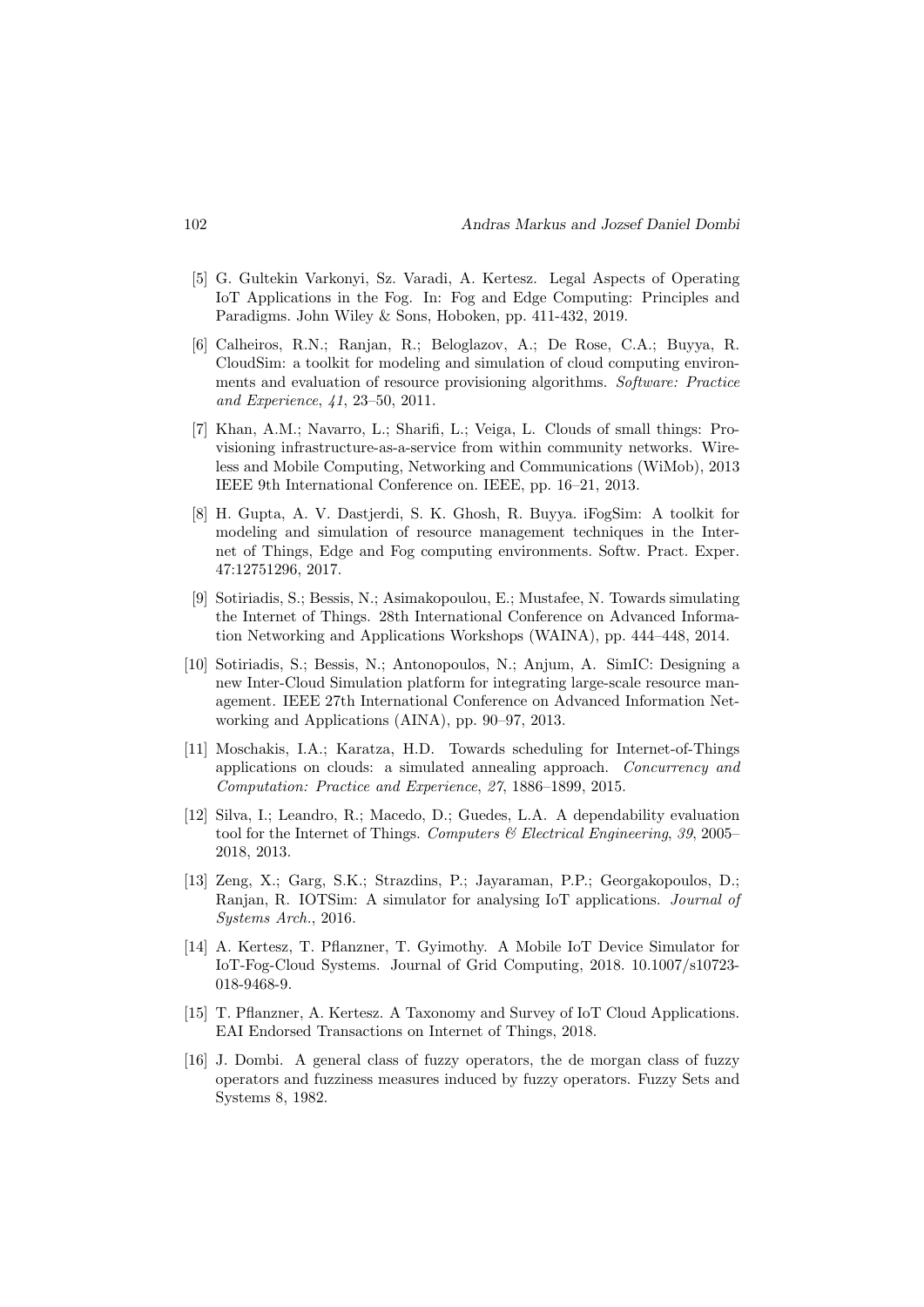[5] G. Gultekin Varkonyi, Sz. Varadi, A. Kertesz. Legal Aspects of Operating IoT Applications in the Fog. In: Fog and Edge Computing: Principles and Paradigms. John Wiley & Sons, Hoboken, pp. 411-432, 2019.

[6] Calheiros, R.N.; Ranjan, R.; Beloglazov, A.; De Rose, C.A.; Buyya, R. CloudSim: a toolkit for modeling and simulation of cloud computing environments and evaluation of resource provisioning algorithms. *Software: Practice and Experience*, *41*, 23–50, 2011.

[7] Khan, A.M.; Navarro, L.; Sharifi, L.; Veiga, L. Clouds of small things: Provisioning infrastructure-as-a-service from within community networks. Wireless and Mobile Computing, Networking and Communications (WiMob), 2013 IEEE 9th International Conference on. IEEE, pp. 16–21, 2013.

[8] H. Gupta, A. V. Dastjerdi, S. K. Ghosh, R. Buyya. iFogSim: A toolkit for modeling and simulation of resource management techniques in the Internet of Things, Edge and Fog computing environments. Softw. Pract. Exper. 47:12751296, 2017.

[9] Sotiriadis, S.; Bessis, N.; Asimakopoulou, E.; Mustafee, N. Towards simulating the Internet of Things. 28th International Conference on Advanced Information Networking and Applications Workshops (WAINA), pp. 444–448, 2014.

[10] Sotiriadis, S.; Bessis, N.; Antonopoulos, N.; Anjum, A. SimIC: Designing a new Inter-Cloud Simulation platform for integrating large-scale resource management. IEEE 27th International Conference on Advanced Information Networking and Applications (AINA), pp. 90–97, 2013.

[11] Moschakis, I.A.; Karatza, H.D. Towards scheduling for Internet-of-Things applications on clouds: a simulated annealing approach. *Concurrency and Computation: Practice and Experience*, *27*, 1886–1899, 2015.

[12] Silva, I.; Leandro, R.; Macedo, D.; Guedes, L.A. A dependability evaluation tool for the Internet of Things. *Computers & Electrical Engineering*, *39*, 2005–2018, 2013.

[13] Zeng, X.; Garg, S.K.; Strazdins, P.; Jayaraman, P.P.; Georgakopoulos, D.; Ranjan, R. IOTSim: A simulator for analysing IoT applications. *Journal of Systems Arch.*, 2016.

[14] A. Kertesz, T. Pflanzner, T. Gyimothy. A Mobile IoT Device Simulator for IoT-Fog-Cloud Systems. Journal of Grid Computing, 2018. 10.1007/s10723-018-9468-9.

[15] T. Pflanzner, A. Kertesz. A Taxonomy and Survey of IoT Cloud Applications. EAI Endorsed Transactions on Internet of Things, 2018.

[16] J. Dombi. A general class of fuzzy operators, the de morgan class of fuzzy operators and fuzziness measures induced by fuzzy operators. Fuzzy Sets and Systems 8, 1982.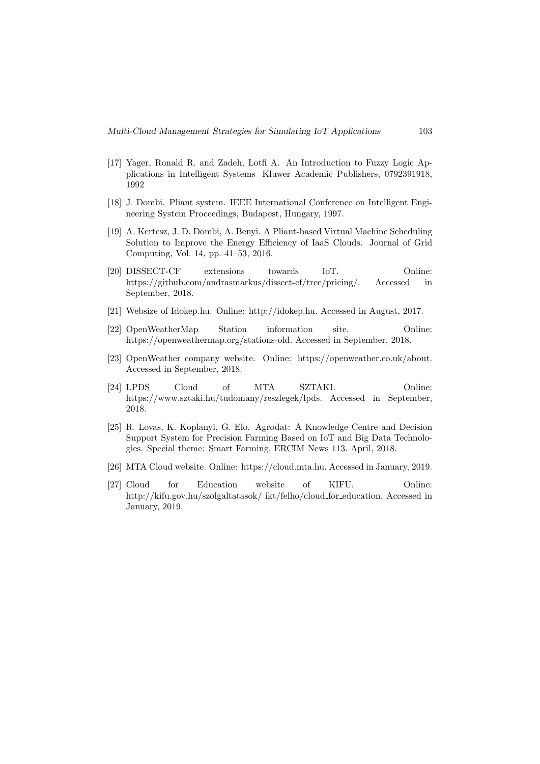[17] Yager, Ronald R. and Zadeh, Lotfi A. An Introduction to Fuzzy Logic Applications in Intelligent Systems Kluwer Academic Publishers, 0792391918, 1992

[18] J. Dombi. Pliant system. IEEE International Conference on Intelligent Engineering System Proceedings, Budapest, Hungary, 1997.

[19] A. Kertesz, J. D. Dombi, A. Benyi. A Pliant-based Virtual Machine Scheduling Solution to Improve the Energy Efficiency of IaaS Clouds. Journal of Grid Computing, Vol. 14, pp. 41–53, 2016.

[20] DISSECT-CF extensions towards IoT. Online: https://github.com/andrasmarkus/dissect-cf/tree/pricing/. Accessed in September, 2018.

[21] Websize of Idokep.hu. Online: http://idokep.hu. Accessed in August, 2017.

[22] OpenWeatherMap Station information site. Online: https://openweathermap.org/stations-old. Accessed in September, 2018.

[23] OpenWeather company website. Online: https://openweather.co.uk/about. Accessed in September, 2018.

[24] LPDS Cloud of MTA SZTAKI. Online: https://www.sztaki.hu/tudomany/reszlegek/lpds. Accessed in September, 2018.

[25] R. Lovas, K. Koplanyi, G. Elo. Agrodat: A Knowledge Centre and Decision Support System for Precision Farming Based on IoT and Big Data Technologies. Special theme: Smart Farming, ERCIM News 113. April, 2018.

[26] MTA Cloud website. Online: https://cloud.mta.hu. Accessed in January, 2019.

[27] Cloud for Education website of KIFU. Online: http://kifu.gov.hu/szolgaltatasok/ ikt/felho/cloud_for_education. Accessed in January, 2019.